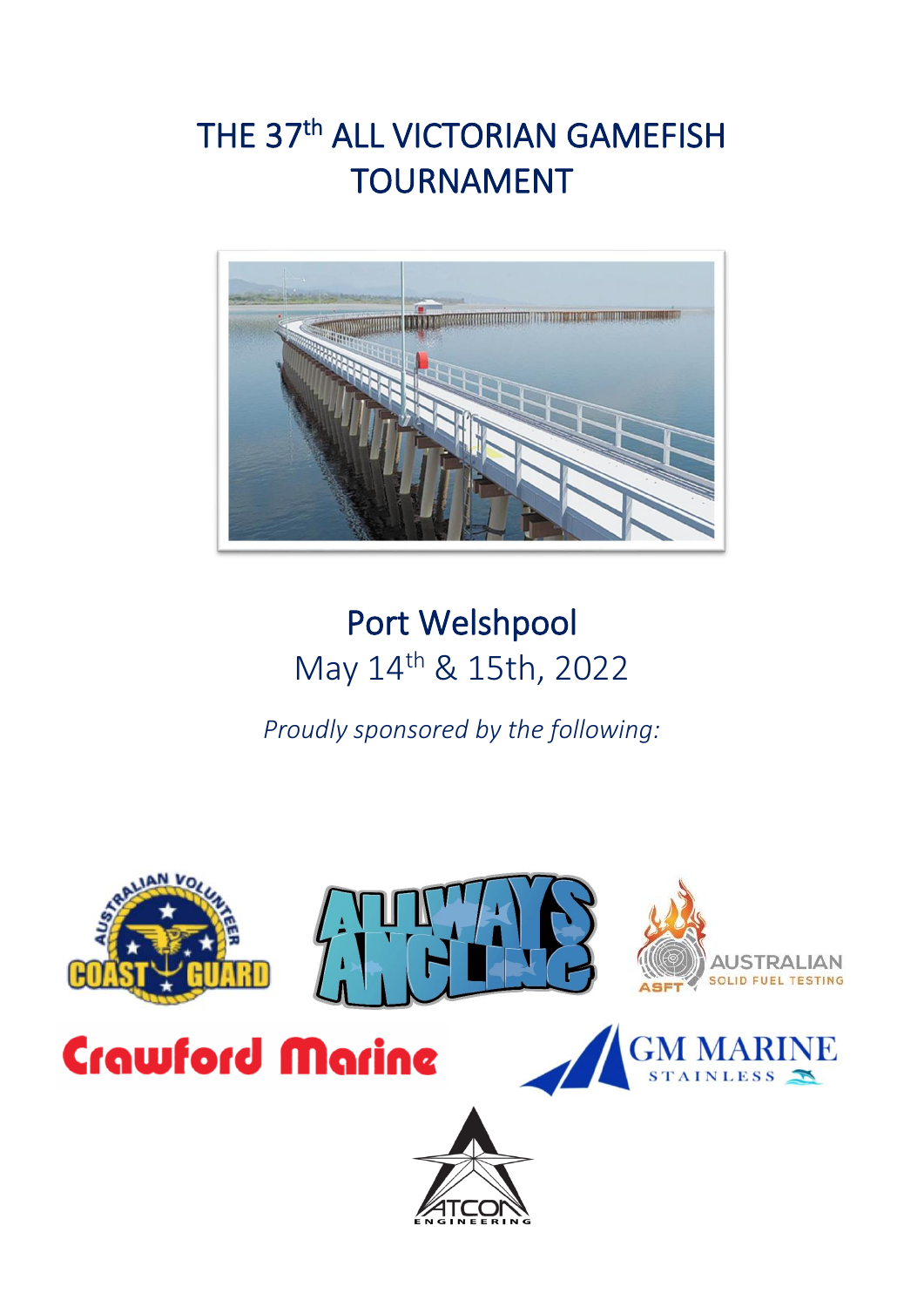# THE 37th ALL VICTORIAN GAMEFISH TOURNAMENT

## Port Welshpool

May 14th & 15th, 2022

*Proudly sponsored by the following:*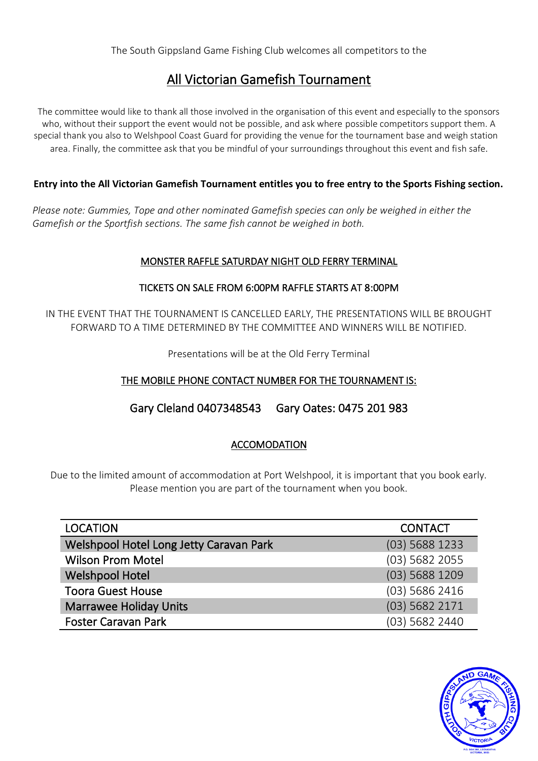The South Gippsland Game Fishing Club welcomes all competitors to the

# All Victorian Gamefish Tournament

The committee would like to thank all those involved in the organisation of this event and especially to the sponsors who, without their support the event would not be possible, and ask where possible competitors support them. A special thank you also to Welshpool Coast Guard for providing the venue for the tournament base and weigh station area. Finally, the committee ask that you be mindful of your surroundings throughout this event and fish safe.

**Entry into the All Victorian Gamefish Tournament entitles you to free entry to the Sports Fishing section.**

*Please note: Gummies, Tope and other nominated Gamefish species can only be weighed in either the Gamefish or the Sportfish sections. The same fish cannot be weighed in both.*

MONSTER RAFFLE SATURDAY NIGHT OLD FERRY TERMINAL

TICKETS ON SALE FROM 6:00PM RAFFLE STARTS AT 8:00PM

IN THE EVENT THAT THE TOURNAMENT IS CANCELLED EARLY, THE PRESENTATIONS WILL BE BROUGHT FORWARD TO A TIME DETERMINED BY THE COMMITTEE AND WINNERS WILL BE NOTIFIED.

Presentations will be at the Old Ferry Terminal

THE MOBILE PHONE CONTACT NUMBER FOR THE TOURNAMENT IS:

Gary Cleland 0407348543 Gary Oates: 0475 201 983

## ACCOMODATION

Due to the limited amount of accommodation at Port Welshpool, it is important that you book early. Please mention you are part of the tournament when you book.

| LOCATION | CONTACT |
|---|---|
| Welshpool Hotel Long Jetty Caravan Park | (03) 5688 1233 |
| Wilson Prom Motel | (03) 5682 2055 |
| Welshpool Hotel | (03) 5688 1209 |
| Toora Guest House | (03) 5686 2416 |
| Marrawee Holiday Units | (03) 5682 2171 |
| Foster Caravan Park | (03) 5682 2440 |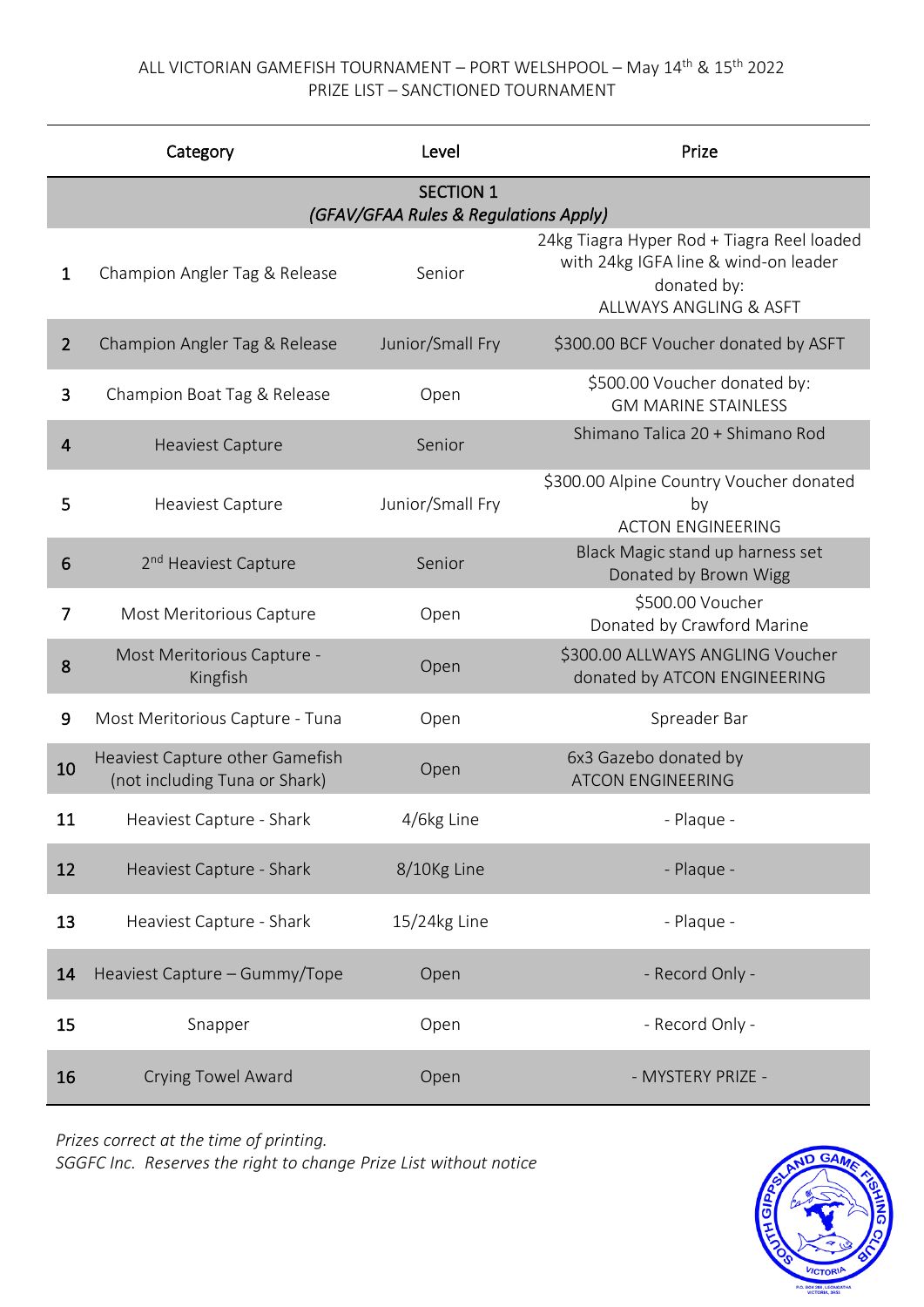ALL VICTORIAN GAMEFISH TOURNAMENT – PORT WELSHPOOL – May 14th & 15th 2022
PRIZE LIST – SANCTIONED TOURNAMENT

| | Category | Level | Prize |
|---|---|---|---|
| | **SECTION 1** *(GFAV/GFAA Rules & Regulations Apply)* | | |
| 1 | Champion Angler Tag & Release | Senior | 24kg Tiagra Hyper Rod + Tiagra Reel loaded with 24kg IGFA line & wind-on leader donated by: ALLWAYS ANGLING & ASFT |
| 2 | Champion Angler Tag & Release | Junior/Small Fry | $300.00 BCF Voucher donated by ASFT |
| 3 | Champion Boat Tag & Release | Open | $500.00 Voucher donated by: GM MARINE STAINLESS |
| 4 | Heaviest Capture | Senior | Shimano Talica 20 + Shimano Rod |
| 5 | Heaviest Capture | Junior/Small Fry | $300.00 Alpine Country Voucher donated by ACTON ENGINEERING |
| 6 | 2nd Heaviest Capture | Senior | Black Magic stand up harness set Donated by Brown Wigg |
| 7 | Most Meritorious Capture | Open | $500.00 Voucher Donated by Crawford Marine |
| 8 | Most Meritorious Capture - Kingfish | Open | $300.00 ALLWAYS ANGLING Voucher donated by ATCON ENGINEERING |
| 9 | Most Meritorious Capture - Tuna | Open | Spreader Bar |
| 10 | Heaviest Capture other Gamefish (not including Tuna or Shark) | Open | 6x3 Gazebo donated by ATCON ENGINEERING |
| 11 | Heaviest Capture - Shark | 4/6kg Line | - Plaque - |
| 12 | Heaviest Capture - Shark | 8/10Kg Line | - Plaque - |
| 13 | Heaviest Capture - Shark | 15/24kg Line | - Plaque - |
| 14 | Heaviest Capture – Gummy/Tope | Open | - Record Only - |
| 15 | Snapper | Open | - Record Only - |
| 16 | Crying Towel Award | Open | - MYSTERY PRIZE - |

*Prizes correct at the time of printing.*
*SGGFC Inc. Reserves the right to change Prize List without notice*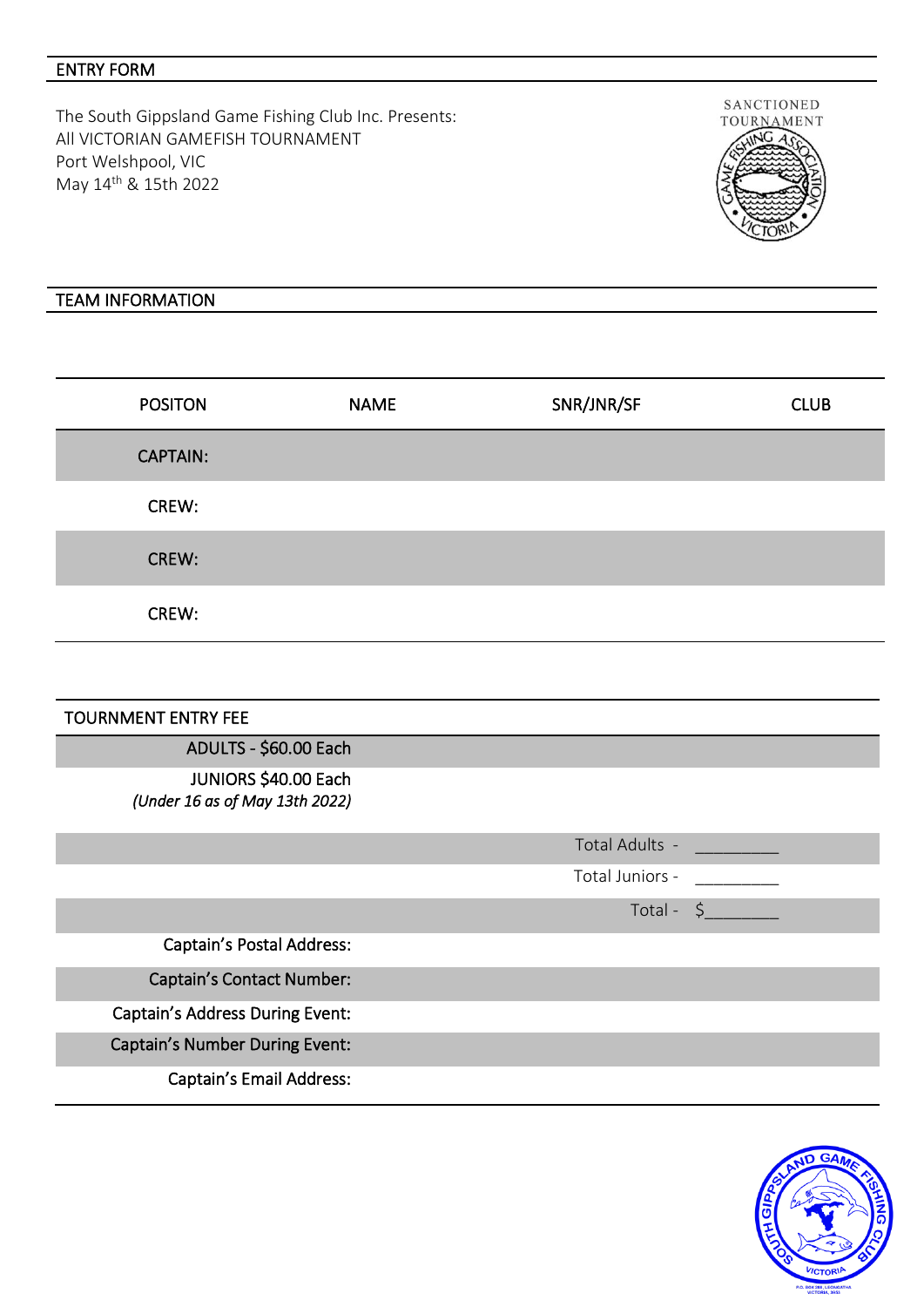## ENTRY FORM

The South Gippsland Game Fishing Club Inc. Presents:
All VICTORIAN GAMEFISH TOURNAMENT
Port Welshpool, VIC
May 14th & 15th 2022

SANCTIONED TOURNAMENT

## TEAM INFORMATION

| POSITON | NAME | SNR/JNR/SF | CLUB |
|---|---|---|---|
| CAPTAIN: | | | |
| CREW: | | | |
| CREW: | | | |
| CREW: | | | |

## TOURNMENT ENTRY FEE

ADULTS - $60.00 Each

JUNIORS $40.00 Each
*(Under 16 as of May 13th 2022)*

Total Adults - _________

Total Juniors - _________

Total - $________

Captain's Postal Address:

Captain's Contact Number:

Captain's Address During Event:

Captain's Number During Event:

Captain's Email Address: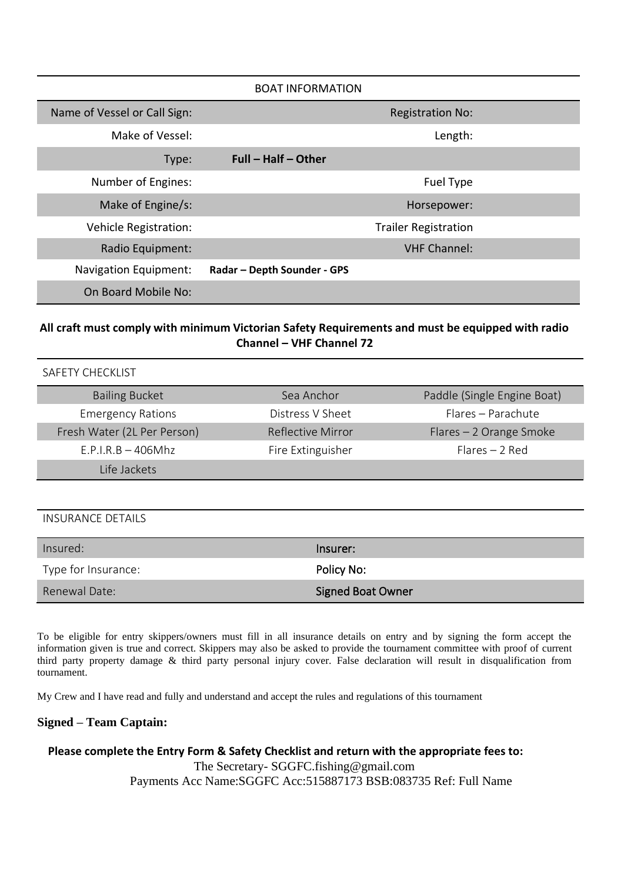| BOAT INFORMATION | | | |
|---|---|---|---|
| Name of Vessel or Call Sign: | | Registration No: | |
| Make of Vessel: | | Length: | |
| Type: | **Full – Half – Other** | | |
| Number of Engines: | | Fuel Type | |
| Make of Engine/s: | | Horsepower: | |
| Vehicle Registration: | | Trailer Registration | |
| Radio Equipment: | | VHF Channel: | |
| Navigation Equipment: | **Radar – Depth Sounder - GPS** | | |
| On Board Mobile No: | | | |

**All craft must comply with minimum Victorian Safety Requirements and must be equipped with radio Channel – VHF Channel 72**

| SAFETY CHECKLIST | | |
|---|---|---|
| Bailing Bucket | Sea Anchor | Paddle (Single Engine Boat) |
| Emergency Rations | Distress V Sheet | Flares – Parachute |
| Fresh Water (2L Per Person) | Reflective Mirror | Flares – 2 Orange Smoke |
| E.P.I.R.B – 406Mhz | Fire Extinguisher | Flares – 2 Red |
| Life Jackets | | |

| INSURANCE DETAILS | |
|---|---|
| Insured: | Insurer: |
| Type for Insurance: | Policy No: |
| Renewal Date: | Signed Boat Owner |

To be eligible for entry skippers/owners must fill in all insurance details on entry and by signing the form accept the information given is true and correct. Skippers may also be asked to provide the tournament committee with proof of current third party property damage & third party personal injury cover. False declaration will result in disqualification from tournament.

My Crew and I have read and fully and understand and accept the rules and regulations of this tournament

**Signed – Team Captain:**

**Please complete the Entry Form & Safety Checklist and return with the appropriate fees to:**

The Secretary- SGGFC.fishing@gmail.com

Payments Acc Name:SGGFC Acc:515887173 BSB:083735 Ref: Full Name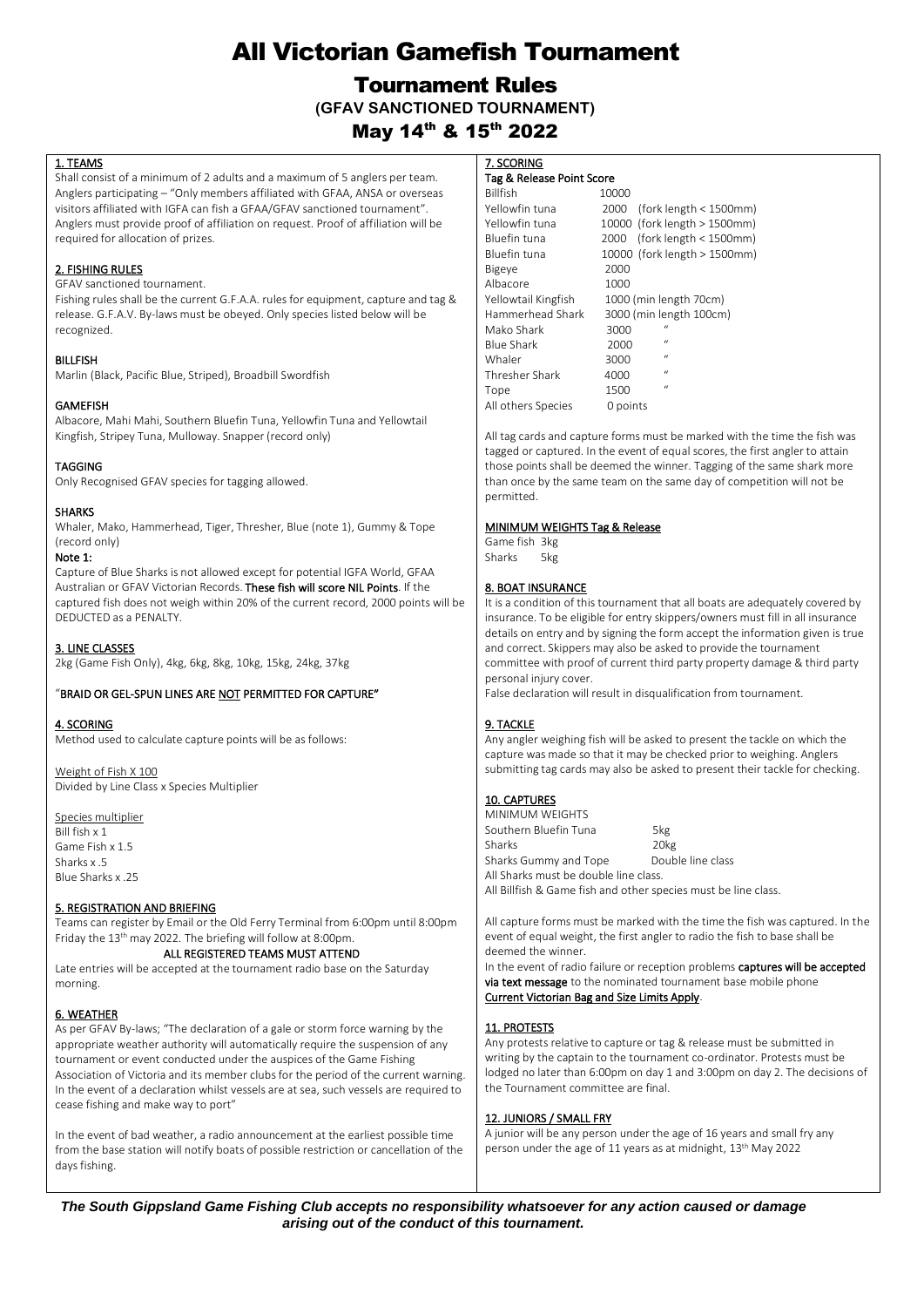# All Victorian Gamefish Tournament

## Tournament Rules

**(GFAV SANCTIONED TOURNAMENT)**

## May 14th & 15th 2022

### 1. TEAMS

Shall consist of a minimum of 2 adults and a maximum of 5 anglers per team. Anglers participating – "Only members affiliated with GFAA, ANSA or overseas visitors affiliated with IGFA can fish a GFAA/GFAV sanctioned tournament". Anglers must provide proof of affiliation on request. Proof of affiliation will be required for allocation of prizes.

### 2. FISHING RULES

GFAV sanctioned tournament.
Fishing rules shall be the current G.F.A.A. rules for equipment, capture and tag & release. G.F.A.V. By-laws must be obeyed. Only species listed below will be recognized.

### BILLFISH

Marlin (Black, Pacific Blue, Striped), Broadbill Swordfish

### GAMEFISH

Albacore, Mahi Mahi, Southern Bluefin Tuna, Yellowfin Tuna and Yellowtail Kingfish, Stripey Tuna, Mulloway. Snapper (record only)

### TAGGING

Only Recognised GFAV species for tagging allowed.

### SHARKS

Whaler, Mako, Hammerhead, Tiger, Thresher, Blue (note 1), Gummy & Tope (record only)

**Note 1:**

Capture of Blue Sharks is not allowed except for potential IGFA World, GFAA Australian or GFAV Victorian Records. **These fish will score NIL Points**. If the captured fish does not weigh within 20% of the current record, 2000 points will be DEDUCTED as a PENALTY.

### 3. LINE CLASSES

2kg (Game Fish Only), 4kg, 6kg, 8kg, 10kg, 15kg, 24kg, 37kg

**"BRAID OR GEL-SPUN LINES ARE NOT PERMITTED FOR CAPTURE"**

### 4. SCORING

Method used to calculate capture points will be as follows:

Weight of Fish X 100
Divided by Line Class x Species Multiplier

Species multiplier
Bill fish x 1
Game Fish x 1.5
Sharks x .5
Blue Sharks x .25

### 5. REGISTRATION AND BRIEFING

Teams can register by Email or the Old Ferry Terminal from 6:00pm until 8:00pm Friday the 13th may 2022. The briefing will follow at 8:00pm.

**ALL REGISTERED TEAMS MUST ATTEND**

Late entries will be accepted at the tournament radio base on the Saturday morning.

### 6. WEATHER

As per GFAV By-laws; "The declaration of a gale or storm force warning by the appropriate weather authority will automatically require the suspension of any tournament or event conducted under the auspices of the Game Fishing Association of Victoria and its member clubs for the period of the current warning. In the event of a declaration whilst vessels are at sea, such vessels are required to cease fishing and make way to port"

In the event of bad weather, a radio announcement at the earliest possible time from the base station will notify boats of possible restriction or cancellation of the days fishing.

### 7. SCORING

**Tag & Release Point Score**

| Species | Points |
|---|---|
| Billfish | 10000 |
| Yellowfin tuna | 2000 (fork length < 1500mm) |
| Yellowfin tuna | 10000 (fork length > 1500mm) |
| Bluefin tuna | 2000 (fork length < 1500mm) |
| Bluefin tuna | 10000 (fork length > 1500mm) |
| Bigeye | 2000 |
| Albacore | 1000 |
| Yellowtail Kingfish | 1000 (min length 70cm) |
| Hammerhead Shark | 3000 (min length 100cm) |
| Mako Shark | 3000 " |
| Blue Shark | 2000 " |
| Whaler | 3000 " |
| Thresher Shark | 4000 " |
| Tope | 1500 " |
| All others Species | 0 points |

All tag cards and capture forms must be marked with the time the fish was tagged or captured. In the event of equal scores, the first angler to attain those points shall be deemed the winner. Tagging of the same shark more than once by the same team on the same day of competition will not be permitted.

**MINIMUM WEIGHTS Tag & Release**

Game fish 3kg
Sharks 5kg

### 8. BOAT INSURANCE

It is a condition of this tournament that all boats are adequately covered by insurance. To be eligible for entry skippers/owners must fill in all insurance details on entry and by signing the form accept the information given is true and correct. Skippers may also be asked to provide the tournament committee with proof of current third party property damage & third party personal injury cover.
False declaration will result in disqualification from tournament.

### 9. TACKLE

Any angler weighing fish will be asked to present the tackle on which the capture was made so that it may be checked prior to weighing. Anglers submitting tag cards may also be asked to present their tackle for checking.

### 10. CAPTURES

MINIMUM WEIGHTS

| | |
|---|---|
| Southern Bluefin Tuna | 5kg |
| Sharks | 20kg |
| Sharks Gummy and Tope | Double line class |

All Sharks must be double line class.
All Billfish & Game fish and other species must be line class.

All capture forms must be marked with the time the fish was captured. In the event of equal weight, the first angler to radio the fish to base shall be deemed the winner.
In the event of radio failure or reception problems **captures will be accepted via text message** to the nominated tournament base mobile phone
**Current Victorian Bag and Size Limits Apply**.

### 11. PROTESTS

Any protests relative to capture or tag & release must be submitted in writing by the captain to the tournament co-ordinator. Protests must be lodged no later than 6:00pm on day 1 and 3:00pm on day 2. The decisions of the Tournament committee are final.

### 12. JUNIORS / SMALL FRY

A junior will be any person under the age of 16 years and small fry any person under the age of 11 years as at midnight, 13th May 2022

***The South Gippsland Game Fishing Club accepts no responsibility whatsoever for any action caused or damage arising out of the conduct of this tournament.***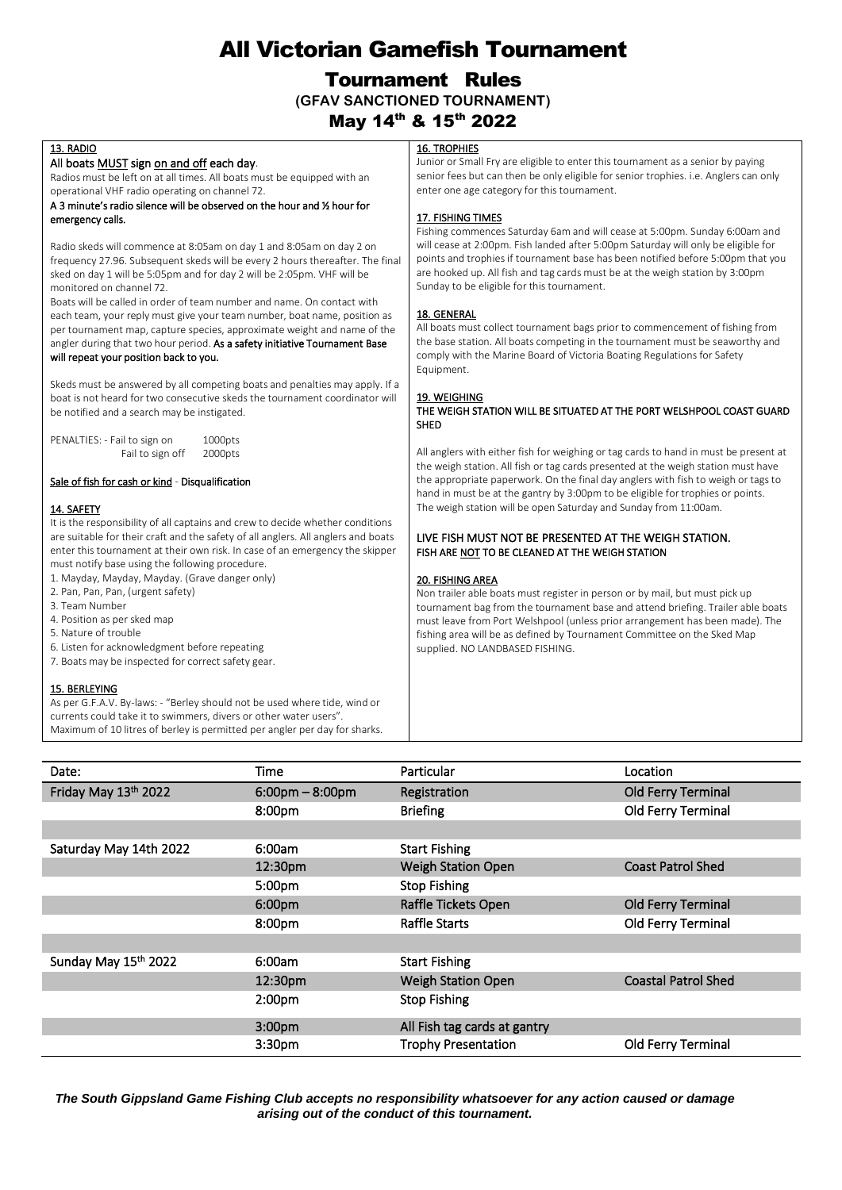# All Victorian Gamefish Tournament

## Tournament Rules

**(GFAV SANCTIONED TOURNAMENT)**

### May 14th & 15th 2022

**13. RADIO**

**All boats MUST sign on and off each day.**

Radios must be left on at all times. All boats must be equipped with an operational VHF radio operating on channel 72.

**A 3 minute's radio silence will be observed on the hour and ½ hour for emergency calls.**

Radio skeds will commence at 8:05am on day 1 and 8:05am on day 2 on frequency 27.96. Subsequent skeds will be every 2 hours thereafter. The final sked on day 1 will be 5:05pm and for day 2 will be 2:05pm. VHF will be monitored on channel 72.

Boats will be called in order of team number and name. On contact with each team, your reply must give your team number, boat name, position as per tournament map, capture species, approximate weight and name of the angler during that two hour period. **As a safety initiative Tournament Base will repeat your position back to you.**

Skeds must be answered by all competing boats and penalties may apply. If a boat is not heard for two consecutive skeds the tournament coordinator will be notified and a search may be instigated.

PENALTIES: - Fail to sign on 1000pts
Fail to sign off 2000pts

**Sale of fish for cash or kind - Disqualification**

**14. SAFETY**

It is the responsibility of all captains and crew to decide whether conditions are suitable for their craft and the safety of all anglers. All anglers and boats enter this tournament at their own risk. In case of an emergency the skipper must notify base using the following procedure.

1. Mayday, Mayday, Mayday. (Grave danger only)
2. Pan, Pan, Pan, (urgent safety)
3. Team Number
4. Position as per sked map
5. Nature of trouble
6. Listen for acknowledgment before repeating
7. Boats may be inspected for correct safety gear.

**15. BERLEYING**

As per G.F.A.V. By-laws: - "Berley should not be used where tide, wind or currents could take it to swimmers, divers or other water users".
Maximum of 10 litres of berley is permitted per angler per day for sharks.

**16. TROPHIES**

Junior or Small Fry are eligible to enter this tournament as a senior by paying senior fees but can then be only eligible for senior trophies. i.e. Anglers can only enter one age category for this tournament.

**17. FISHING TIMES**

Fishing commences Saturday 6am and will cease at 5:00pm. Sunday 6:00am and will cease at 2:00pm. Fish landed after 5:00pm Saturday will only be eligible for points and trophies if tournament base has been notified before 5:00pm that you are hooked up. All fish and tag cards must be at the weigh station by 3:00pm Sunday to be eligible for this tournament.

**18. GENERAL**

All boats must collect tournament bags prior to commencement of fishing from the base station. All boats competing in the tournament must be seaworthy and comply with the Marine Board of Victoria Boating Regulations for Safety Equipment.

**19. WEIGHING**

**THE WEIGH STATION WILL BE SITUATED AT THE PORT WELSHPOOL COAST GUARD SHED**

All anglers with either fish for weighing or tag cards to hand in must be present at the weigh station. All fish or tag cards presented at the weigh station must have the appropriate paperwork. On the final day anglers with fish to weigh or tags to hand in must be at the gantry by 3:00pm to be eligible for trophies or points. The weigh station will be open Saturday and Sunday from 11:00am.

**LIVE FISH MUST NOT BE PRESENTED AT THE WEIGH STATION.**
**FISH ARE NOT TO BE CLEANED AT THE WEIGH STATION**

**20. FISHING AREA**

Non trailer able boats must register in person or by mail, but must pick up tournament bag from the tournament base and attend briefing. Trailer able boats must leave from Port Welshpool (unless prior arrangement has been made). The fishing area will be as defined by Tournament Committee on the Sked Map supplied. NO LANDBASED FISHING.

| Date: | Time | Particular | Location |
|---|---|---|---|
| Friday May 13th 2022 | 6:00pm – 8:00pm | Registration | Old Ferry Terminal |
| | 8:00pm | Briefing | Old Ferry Terminal |
| | | | |
| Saturday May 14th 2022 | 6:00am | Start Fishing | |
| | 12:30pm | Weigh Station Open | Coast Patrol Shed |
| | 5:00pm | Stop Fishing | |
| | 6:00pm | Raffle Tickets Open | Old Ferry Terminal |
| | 8:00pm | Raffle Starts | Old Ferry Terminal |
| | | | |
| Sunday May 15th 2022 | 6:00am | Start Fishing | |
| | 12:30pm | Weigh Station Open | Coastal Patrol Shed |
| | 2:00pm | Stop Fishing | |
| | 3:00pm | All Fish tag cards at gantry | |
| | 3:30pm | Trophy Presentation | Old Ferry Terminal |

***The South Gippsland Game Fishing Club accepts no responsibility whatsoever for any action caused or damage arising out of the conduct of this tournament.***